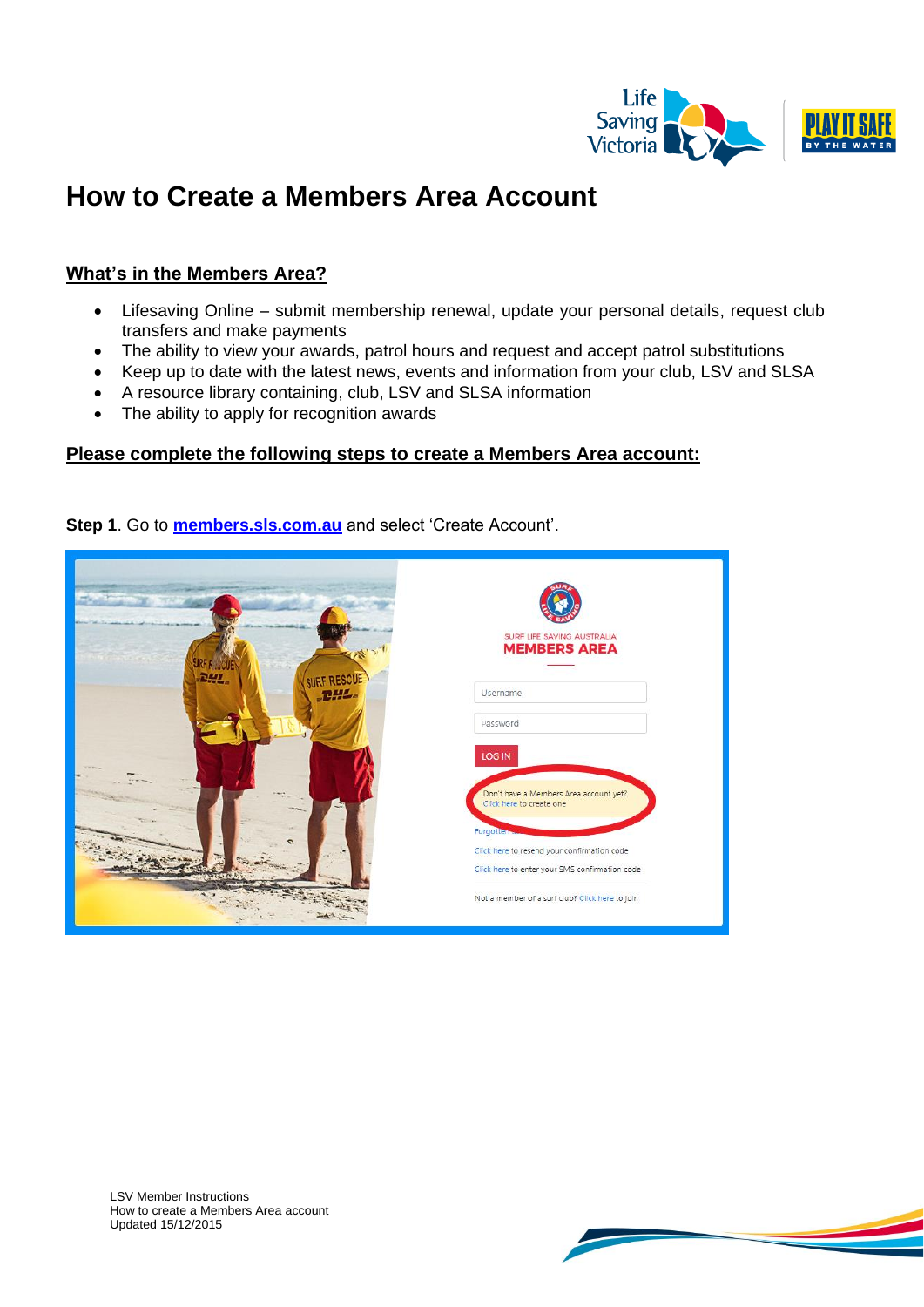# How to Create a Members Area Account

## What's in the Members Area?

- Lifesaving Online – submit membership renewal, update your personal details, request club transfers and make payments
- The ability to view your awards, patrol hours and request and accept patrol substitutions
- Keep up to date with the latest news, events and information from your club, LSV and SLSA
- A resource library containing club, LSV and SLSA information
- The ability to apply for recognition awards

## Please complete the following steps to create a Members Area account:

**Step 1**. Go to **members.sls.com.au** and select 'Create Account'.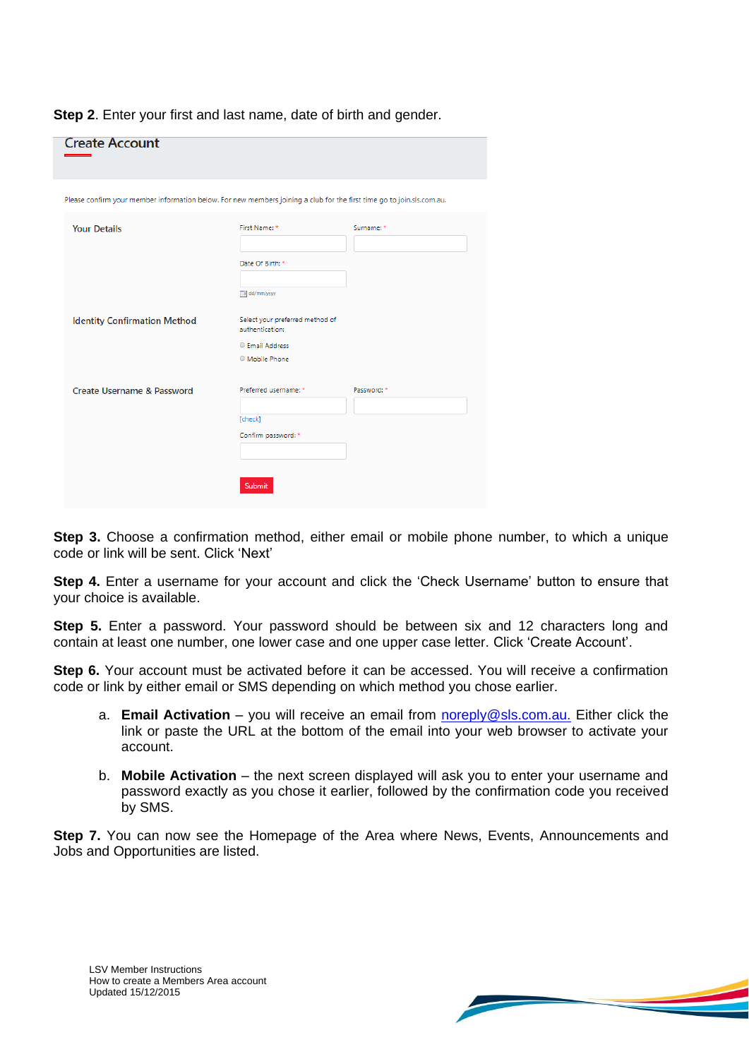**Step 2**. Enter your first and last name, date of birth and gender.

Create Account

Please confirm your member information below. For new members joining a club for the first time go to join.sls.com.au.

Your Details

First Name: *

Surname: *

Date Of Birth: *

dd/mm/yyyy

Identity Confirmation Method

Select your preferred method of authentication:

Email Address

Mobile Phone

Create Username & Password

Preferred username: *

Password: *

[check]

Confirm password: *

Submit

**Step 3.** Choose a confirmation method, either email or mobile phone number, to which a unique code or link will be sent. Click 'Next'

**Step 4.** Enter a username for your account and click the 'Check Username' button to ensure that your choice is available.

**Step 5.** Enter a password. Your password should be between six and 12 characters long and contain at least one number, one lower case and one upper case letter. Click 'Create Account'.

**Step 6.** Your account must be activated before it can be accessed. You will receive a confirmation code or link by either email or SMS depending on which method you chose earlier.

a. **Email Activation** – you will receive an email from noreply@sls.com.au. Either click the link or paste the URL at the bottom of the email into your web browser to activate your account.

b. **Mobile Activation** – the next screen displayed will ask you to enter your username and password exactly as you chose it earlier, followed by the confirmation code you received by SMS.

**Step 7.** You can now see the Homepage of the Area where News, Events, Announcements and Jobs and Opportunities are listed.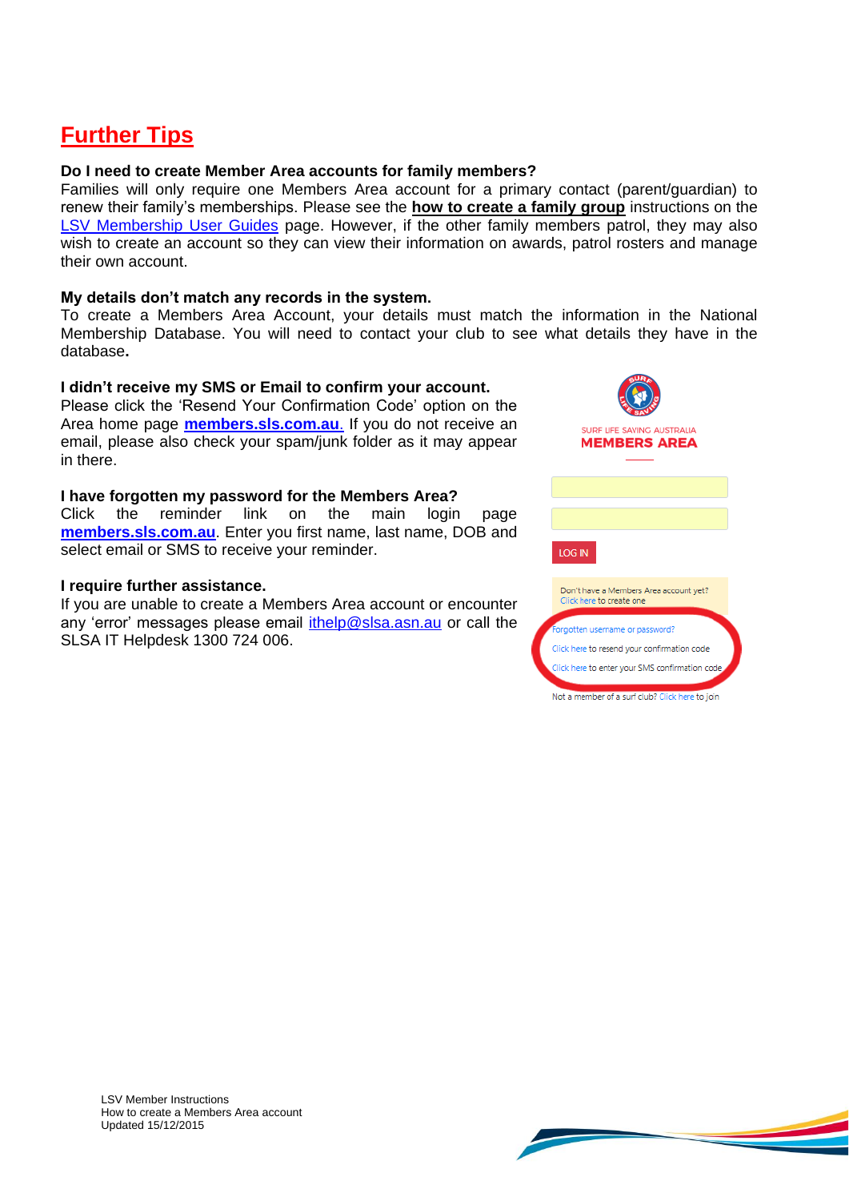# Further Tips

**Do I need to create Member Area accounts for family members?**
Families will only require one Members Area account for a primary contact (parent/guardian) to renew their family's memberships. Please see the **how to create a family group** instructions on the LSV Membership User Guides page. However, if the other family members patrol, they may also wish to create an account so they can view their information on awards, patrol rosters and manage their own account.

**My details don't match any records in the system.**
To create a Members Area Account, your details must match the information in the National Membership Database. You will need to contact your club to see what details they have in the database**.**

**I didn't receive my SMS or Email to confirm your account.**
Please click the 'Resend Your Confirmation Code' option on the Area home page **members.sls.com.au**. If you do not receive an email, please also check your spam/junk folder as it may appear in there.

**I have forgotten my password for the Members Area?**
Click the reminder link on the main login page **members.sls.com.au**. Enter you first name, last name, DOB and select email or SMS to receive your reminder.

**I require further assistance.**
If you are unable to create a Members Area account or encounter any 'error' messages please email ithelp@slsa.asn.au or call the SLSA IT Helpdesk 1300 724 006.

SURF LIFE SAVING AUSTRALIA
MEMBERS AREA

LOG IN

Don't have a Members Area account yet?
Click here to create one

Forgotten username or password?

Click here to resend your confirmation code

Click here to enter your SMS confirmation code

Not a member of a surf club? Click here to join

LSV Member Instructions
How to create a Members Area account
Updated 15/12/2015